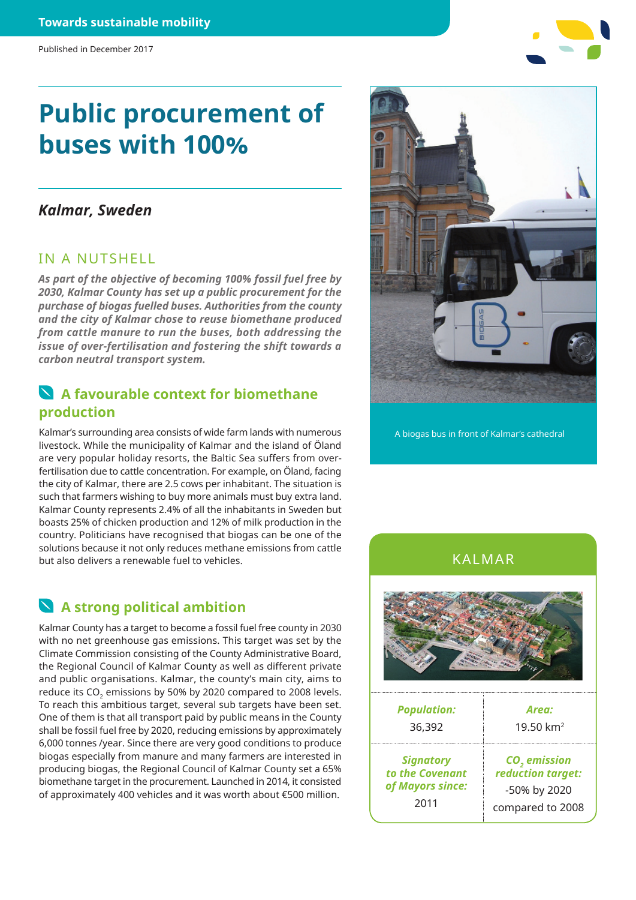Towards sustainable mobility

Published in December 2017

# Public procurement of buses with 100%

## *Kalmar, Sweden*

### IN A NUTSHELL

***As part of the objective of becoming 100% fossil fuel free by 2030, Kalmar County has set up a public procurement for the purchase of biogas fuelled buses. Authorities from the county and the city of Kalmar chose to reuse biomethane produced from cattle manure to run the buses, both addressing the issue of over-fertilisation and fostering the shift towards a carbon neutral transport system.***

### A favourable context for biomethane production

Kalmar's surrounding area consists of wide farm lands with numerous livestock. While the municipality of Kalmar and the island of Öland are very popular holiday resorts, the Baltic Sea suffers from over-fertilisation due to cattle concentration. For example, on Öland, facing the city of Kalmar, there are 2.5 cows per inhabitant. The situation is such that farmers wishing to buy more animals must buy extra land. Kalmar County represents 2.4% of all the inhabitants in Sweden but boasts 25% of chicken production and 12% of milk production in the country. Politicians have recognised that biogas can be one of the solutions because it not only reduces methane emissions from cattle but also delivers a renewable fuel to vehicles.

### A strong political ambition

Kalmar County has a target to become a fossil fuel free county in 2030 with no net greenhouse gas emissions. This target was set by the Climate Commission consisting of the County Administrative Board, the Regional Council of Kalmar County as well as different private and public organisations. Kalmar, the county's main city, aims to reduce its $CO_2$ emissions by 50% by 2020 compared to 2008 levels. To reach this ambitious target, several sub targets have been set. One of them is that all transport paid by public means in the County shall be fossil fuel free by 2020, reducing emissions by approximately 6,000 tonnes /year. Since there are very good conditions to produce biogas especially from manure and many farmers are interested in producing biogas, the Regional Council of Kalmar County set a 65% biomethane target in the procurement. Launched in 2014, it consisted of approximately 400 vehicles and it was worth about €500 million.

A biogas bus in front of Kalmar's cathedral

### KALMAR

| *Population:* | *Area:* |
|---|---|
| 36,392 | 19.50 km$^2$ |
| *Signatory to the Covenant of Mayors since:* 2011 | *$CO_2$ emission reduction target:* -50% by 2020 compared to 2008 |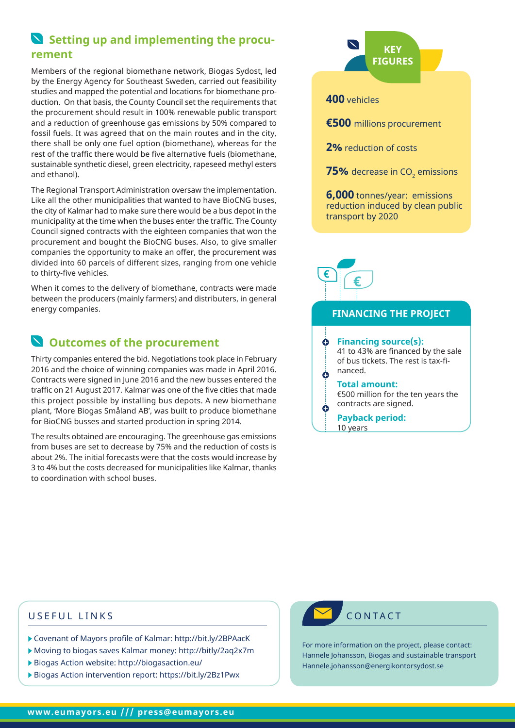## Setting up and implementing the procurement

Members of the regional biomethane network, Biogas Sydost, led by the Energy Agency for Southeast Sweden, carried out feasibility studies and mapped the potential and locations for biomethane production. On that basis, the County Council set the requirements that the procurement should result in 100% renewable public transport and a reduction of greenhouse gas emissions by 50% compared to fossil fuels. It was agreed that on the main routes and in the city, there shall be only one fuel option (biomethane), whereas for the rest of the traffic there would be five alternative fuels (biomethane, sustainable synthetic diesel, green electricity, rapeseed methyl esters and ethanol).

The Regional Transport Administration oversaw the implementation. Like all the other municipalities that wanted to have BioCNG buses, the city of Kalmar had to make sure there would be a bus depot in the municipality at the time when the buses enter the traffic. The County Council signed contracts with the eighteen companies that won the procurement and bought the BioCNG buses. Also, to give smaller companies the opportunity to make an offer, the procurement was divided into 60 parcels of different sizes, ranging from one vehicle to thirty-five vehicles.

When it comes to the delivery of biomethane, contracts were made between the producers (mainly farmers) and distributers, in general energy companies.

## Outcomes of the procurement

Thirty companies entered the bid. Negotiations took place in February 2016 and the choice of winning companies was made in April 2016. Contracts were signed in June 2016 and the new busses entered the traffic on 21 August 2017. Kalmar was one of the five cities that made this project possible by installing bus depots. A new biomethane plant, 'More Biogas Småland AB', was built to produce biomethane for BioCNG busses and started production in spring 2014.

The results obtained are encouraging. The greenhouse gas emissions from buses are set to decrease by 75% and the reduction of costs is about 2%. The initial forecasts were that the costs would increase by 3 to 4% but the costs decreased for municipalities like Kalmar, thanks to coordination with school buses.

## KEY FIGURES

**400** vehicles

**€500** millions procurement

**2%** reduction of costs

**75%** decrease in $CO_2$ emissions

**6,000** tonnes/year: emissions reduction induced by clean public transport by 2020

## FINANCING THE PROJECT

**Financing source(s):**
41 to 43% are financed by the sale of bus tickets. The rest is tax-financed.

**Total amount:**
€500 million for the ten years the contracts are signed.

**Payback period:**
10 years

## USEFUL LINKS

- Covenant of Mayors profile of Kalmar: http://bit.ly/2BPAacK
- Moving to biogas saves Kalmar money: http://bitly/2aq2x7m
- Biogas Action website: http://biogasaction.eu/
- Biogas Action intervention report: https://bit.ly/2Bz1Pwx

## CONTACT

For more information on the project, please contact:
Hannele Johansson, Biogas and sustainable transport
Hannele.johansson@energikontorsydost.se

**www.eumayors.eu /// press@eumayors.eu**